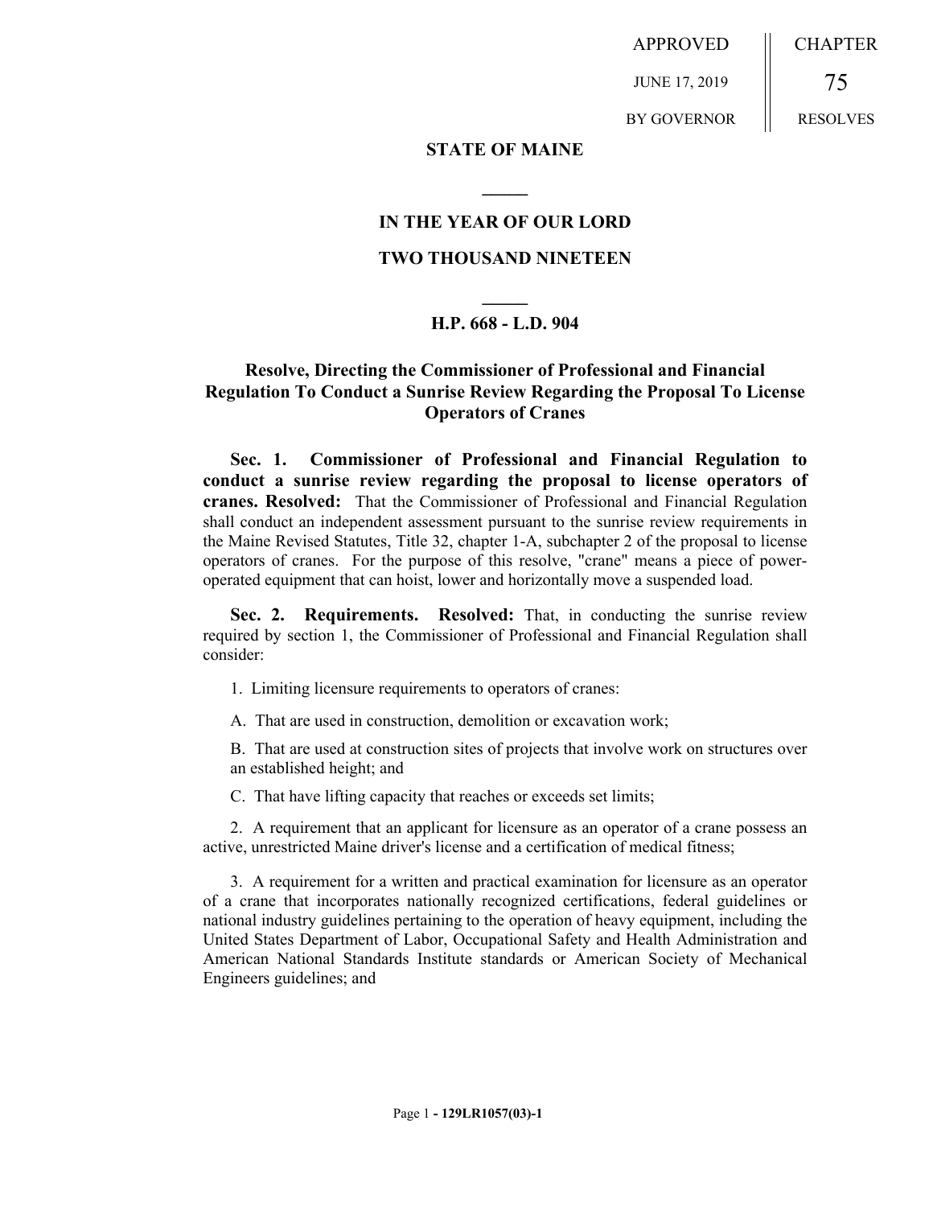APPROVED

JUNE 17, 2019

BY GOVERNOR

CHAPTER

75

RESOLVES

**STATE OF MAINE**

**IN THE YEAR OF OUR LORD**

**TWO THOUSAND NINETEEN**

**H.P. 668 - L.D. 904**

## Resolve, Directing the Commissioner of Professional and Financial Regulation To Conduct a Sunrise Review Regarding the Proposal To License Operators of Cranes

**Sec. 1. Commissioner of Professional and Financial Regulation to conduct a sunrise review regarding the proposal to license operators of cranes. Resolved:** That the Commissioner of Professional and Financial Regulation shall conduct an independent assessment pursuant to the sunrise review requirements in the Maine Revised Statutes, Title 32, chapter 1-A, subchapter 2 of the proposal to license operators of cranes. For the purpose of this resolve, "crane" means a piece of power-operated equipment that can hoist, lower and horizontally move a suspended load.

**Sec. 2. Requirements. Resolved:** That, in conducting the sunrise review required by section 1, the Commissioner of Professional and Financial Regulation shall consider:

1. Limiting licensure requirements to operators of cranes:

A. That are used in construction, demolition or excavation work;

B. That are used at construction sites of projects that involve work on structures over an established height; and

C. That have lifting capacity that reaches or exceeds set limits;

2. A requirement that an applicant for licensure as an operator of a crane possess an active, unrestricted Maine driver's license and a certification of medical fitness;

3. A requirement for a written and practical examination for licensure as an operator of a crane that incorporates nationally recognized certifications, federal guidelines or national industry guidelines pertaining to the operation of heavy equipment, including the United States Department of Labor, Occupational Safety and Health Administration and American National Standards Institute standards or American Society of Mechanical Engineers guidelines; and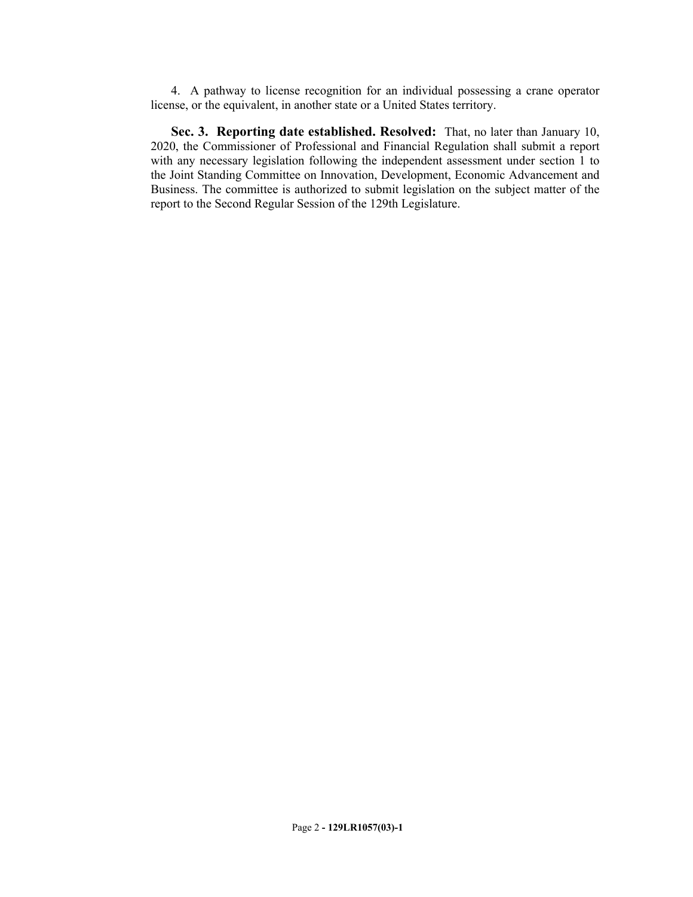4. A pathway to license recognition for an individual possessing a crane operator license, or the equivalent, in another state or a United States territory.

**Sec. 3. Reporting date established. Resolved:** That, no later than January 10, 2020, the Commissioner of Professional and Financial Regulation shall submit a report with any necessary legislation following the independent assessment under section 1 to the Joint Standing Committee on Innovation, Development, Economic Advancement and Business. The committee is authorized to submit legislation on the subject matter of the report to the Second Regular Session of the 129th Legislature.